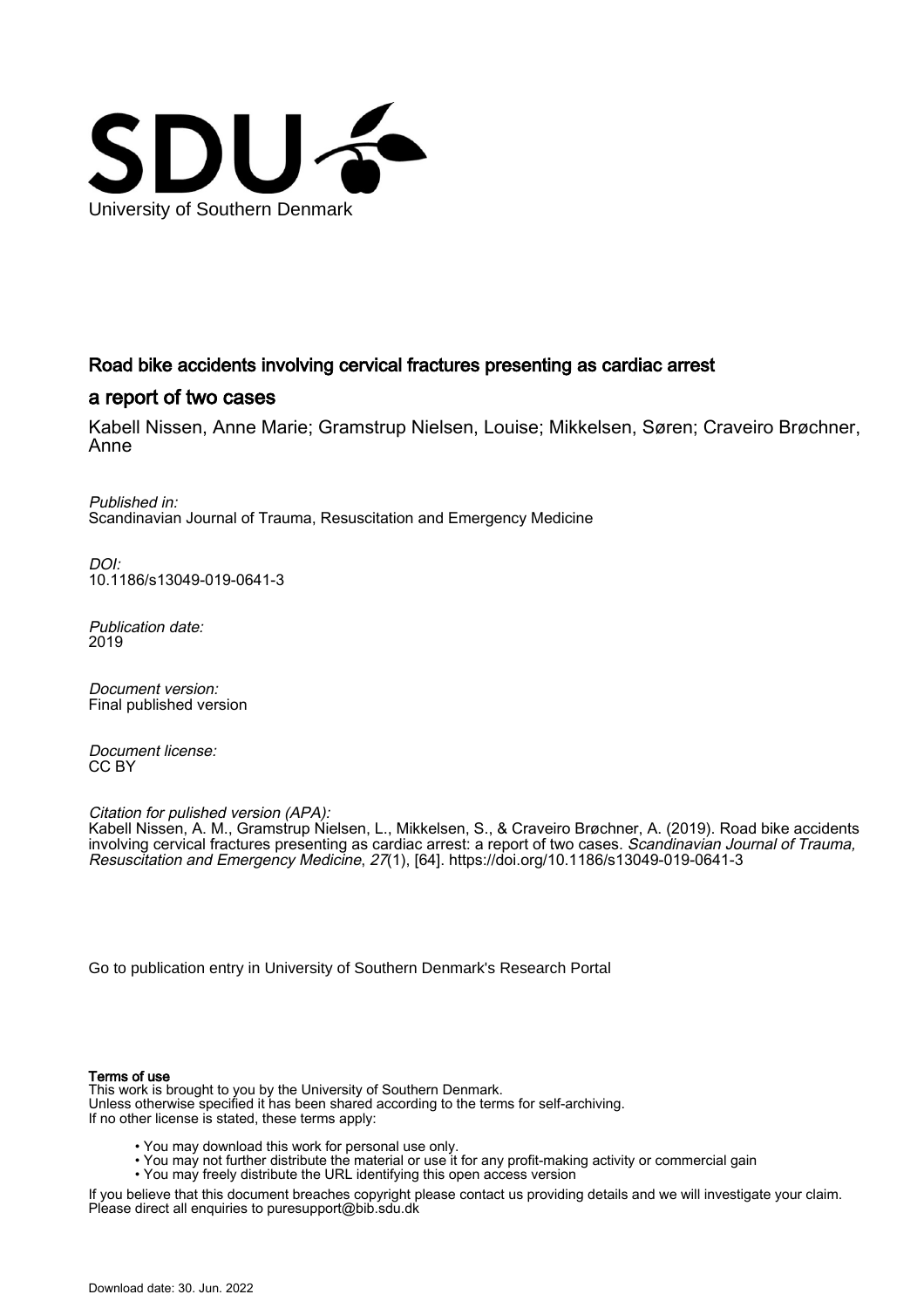University of Southern Denmark

# Road bike accidents involving cervical fractures presenting as cardiac arrest

## a report of two cases

Kabell Nissen, Anne Marie; Gramstrup Nielsen, Louise; Mikkelsen, Søren; Craveiro Brøchner, Anne

*Published in:*
Scandinavian Journal of Trauma, Resuscitation and Emergency Medicine

*DOI:*
10.1186/s13049-019-0641-3

*Publication date:*
2019

*Document version:*
Final published version

*Document license:*
CC BY

*Citation for pulished version (APA):*
Kabell Nissen, A. M., Gramstrup Nielsen, L., Mikkelsen, S., & Craveiro Brøchner, A. (2019). Road bike accidents involving cervical fractures presenting as cardiac arrest: a report of two cases. *Scandinavian Journal of Trauma, Resuscitation and Emergency Medicine*, *27*(1), [64]. https://doi.org/10.1186/s13049-019-0641-3

Go to publication entry in University of Southern Denmark's Research Portal

**Terms of use**
This work is brought to you by the University of Southern Denmark.
Unless otherwise specified it has been shared according to the terms for self-archiving.
If no other license is stated, these terms apply:

- You may download this work for personal use only.
- You may not further distribute the material or use it for any profit-making activity or commercial gain
- You may freely distribute the URL identifying this open access version

If you believe that this document breaches copyright please contact us providing details and we will investigate your claim.
Please direct all enquiries to puresupport@bib.sdu.dk

Download date: 30. Jun. 2022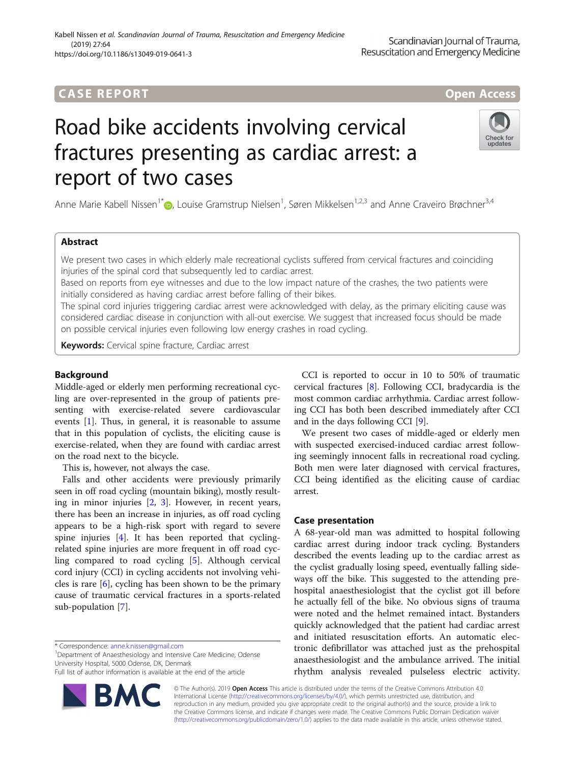# Road bike accidents involving cervical fractures presenting as cardiac arrest: a report of two cases

Anne Marie Kabell Nissen[1*], Louise Gramstrup Nielsen[1], Søren Mikkelsen[1,2,3] and Anne Craveiro Brøchner[3,4]

## Abstract

We present two cases in which elderly male recreational cyclists suffered from cervical fractures and coinciding injuries of the spinal cord that subsequently led to cardiac arrest.

Based on reports from eye witnesses and due to the low impact nature of the crashes, the two patients were initially considered as having cardiac arrest before falling of their bikes.

The spinal cord injuries triggering cardiac arrest were acknowledged with delay, as the primary eliciting cause was considered cardiac disease in conjunction with all-out exercise. We suggest that increased focus should be made on possible cervical injuries even following low energy crashes in road cycling.

**Keywords:** Cervical spine fracture, Cardiac arrest

## Background

Middle-aged or elderly men performing recreational cycling are over-represented in the group of patients presenting with exercise-related severe cardiovascular events [1]. Thus, in general, it is reasonable to assume that in this population of cyclists, the eliciting cause is exercise-related, when they are found with cardiac arrest on the road next to the bicycle.

This is, however, not always the case.

Falls and other accidents were previously primarily seen in off road cycling (mountain biking), mostly resulting in minor injuries [2, 3]. However, in recent years, there has been an increase in injuries, as off road cycling appears to be a high-risk sport with regard to severe spine injuries [4]. It has been reported that cycling-related spine injuries are more frequent in off road cycling compared to road cycling [5]. Although cervical cord injury (CCI) in cycling accidents not involving vehicles is rare [6], cycling has been shown to be the primary cause of traumatic cervical fractures in a sports-related sub-population [7].

CCI is reported to occur in 10 to 50% of traumatic cervical fractures [8]. Following CCI, bradycardia is the most common cardiac arrhythmia. Cardiac arrest following CCI has both been described immediately after CCI and in the days following CCI [9].

We present two cases of middle-aged or elderly men with suspected exercised-induced cardiac arrest following seemingly innocent falls in recreational road cycling. Both men were later diagnosed with cervical fractures, CCI being identified as the eliciting cause of cardiac arrest.

## Case presentation

A 68-year-old man was admitted to hospital following cardiac arrest during indoor track cycling. Bystanders described the events leading up to the cardiac arrest as the cyclist gradually losing speed, eventually falling sideways off the bike. This suggested to the attending prehospital anaesthesiologist that the cyclist got ill before he actually fell of the bike. No obvious signs of trauma were noted and the helmet remained intact. Bystanders quickly acknowledged that the patient had cardiac arrest and initiated resuscitation efforts. An automatic electronic defibrillator was attached just as the prehospital anaesthesiologist and the ambulance arrived. The initial rhythm analysis revealed pulseless electric activity.

* Correspondence: anne.k.nissen@gmail.com
[1]Department of Anaesthesiology and Intensive Care Medicine, Odense University Hospital, 5000 Odense, DK, Denmark
Full list of author information is available at the end of the article

© The Author(s). 2019 **Open Access** This article is distributed under the terms of the Creative Commons Attribution 4.0 International License (http://creativecommons.org/licenses/by/4.0/), which permits unrestricted use, distribution, and reproduction in any medium, provided you give appropriate credit to the original author(s) and the source, provide a link to the Creative Commons license, and indicate if changes were made. The Creative Commons Public Domain Dedication waiver (http://creativecommons.org/publicdomain/zero/1.0/) applies to the data made available in this article, unless otherwise stated.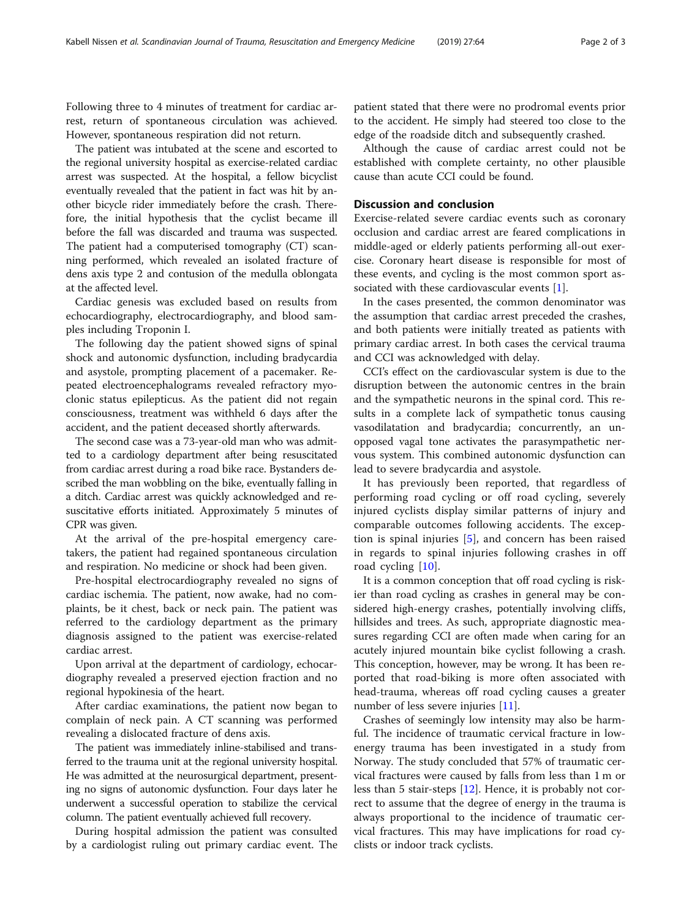Following three to 4 minutes of treatment for cardiac arrest, return of spontaneous circulation was achieved. However, spontaneous respiration did not return.

The patient was intubated at the scene and escorted to the regional university hospital as exercise-related cardiac arrest was suspected. At the hospital, a fellow bicyclist eventually revealed that the patient in fact was hit by another bicycle rider immediately before the crash. Therefore, the initial hypothesis that the cyclist became ill before the fall was discarded and trauma was suspected. The patient had a computerised tomography (CT) scanning performed, which revealed an isolated fracture of dens axis type 2 and contusion of the medulla oblongata at the affected level.

Cardiac genesis was excluded based on results from echocardiography, electrocardiography, and blood samples including Troponin I.

The following day the patient showed signs of spinal shock and autonomic dysfunction, including bradycardia and asystole, prompting placement of a pacemaker. Repeated electroencephalograms revealed refractory myoclonic status epilepticus. As the patient did not regain consciousness, treatment was withheld 6 days after the accident, and the patient deceased shortly afterwards.

The second case was a 73-year-old man who was admitted to a cardiology department after being resuscitated from cardiac arrest during a road bike race. Bystanders described the man wobbling on the bike, eventually falling in a ditch. Cardiac arrest was quickly acknowledged and resuscitative efforts initiated. Approximately 5 minutes of CPR was given.

At the arrival of the pre-hospital emergency caretakers, the patient had regained spontaneous circulation and respiration. No medicine or shock had been given.

Pre-hospital electrocardiography revealed no signs of cardiac ischemia. The patient, now awake, had no complaints, be it chest, back or neck pain. The patient was referred to the cardiology department as the primary diagnosis assigned to the patient was exercise-related cardiac arrest.

Upon arrival at the department of cardiology, echocardiography revealed a preserved ejection fraction and no regional hypokinesia of the heart.

After cardiac examinations, the patient now began to complain of neck pain. A CT scanning was performed revealing a dislocated fracture of dens axis.

The patient was immediately inline-stabilised and transferred to the trauma unit at the regional university hospital. He was admitted at the neurosurgical department, presenting no signs of autonomic dysfunction. Four days later he underwent a successful operation to stabilize the cervical column. The patient eventually achieved full recovery.

During hospital admission the patient was consulted by a cardiologist ruling out primary cardiac event. The patient stated that there were no prodromal events prior to the accident. He simply had steered too close to the edge of the roadside ditch and subsequently crashed.

Although the cause of cardiac arrest could not be established with complete certainty, no other plausible cause than acute CCI could be found.

## Discussion and conclusion

Exercise-related severe cardiac events such as coronary occlusion and cardiac arrest are feared complications in middle-aged or elderly patients performing all-out exercise. Coronary heart disease is responsible for most of these events, and cycling is the most common sport associated with these cardiovascular events [1].

In the cases presented, the common denominator was the assumption that cardiac arrest preceded the crashes, and both patients were initially treated as patients with primary cardiac arrest. In both cases the cervical trauma and CCI was acknowledged with delay.

CCI's effect on the cardiovascular system is due to the disruption between the autonomic centres in the brain and the sympathetic neurons in the spinal cord. This results in a complete lack of sympathetic tonus causing vasodilatation and bradycardia; concurrently, an unopposed vagal tone activates the parasympathetic nervous system. This combined autonomic dysfunction can lead to severe bradycardia and asystole.

It has previously been reported, that regardless of performing road cycling or off road cycling, severely injured cyclists display similar patterns of injury and comparable outcomes following accidents. The exception is spinal injuries [5], and concern has been raised in regards to spinal injuries following crashes in off road cycling [10].

It is a common conception that off road cycling is riskier than road cycling as crashes in general may be considered high-energy crashes, potentially involving cliffs, hillsides and trees. As such, appropriate diagnostic measures regarding CCI are often made when caring for an acutely injured mountain bike cyclist following a crash. This conception, however, may be wrong. It has been reported that road-biking is more often associated with head-trauma, whereas off road cycling causes a greater number of less severe injuries [11].

Crashes of seemingly low intensity may also be harmful. The incidence of traumatic cervical fracture in low-energy trauma has been investigated in a study from Norway. The study concluded that 57% of traumatic cervical fractures were caused by falls from less than 1 m or less than 5 stair-steps [12]. Hence, it is probably not correct to assume that the degree of energy in the trauma is always proportional to the incidence of traumatic cervical fractures. This may have implications for road cyclists or indoor track cyclists.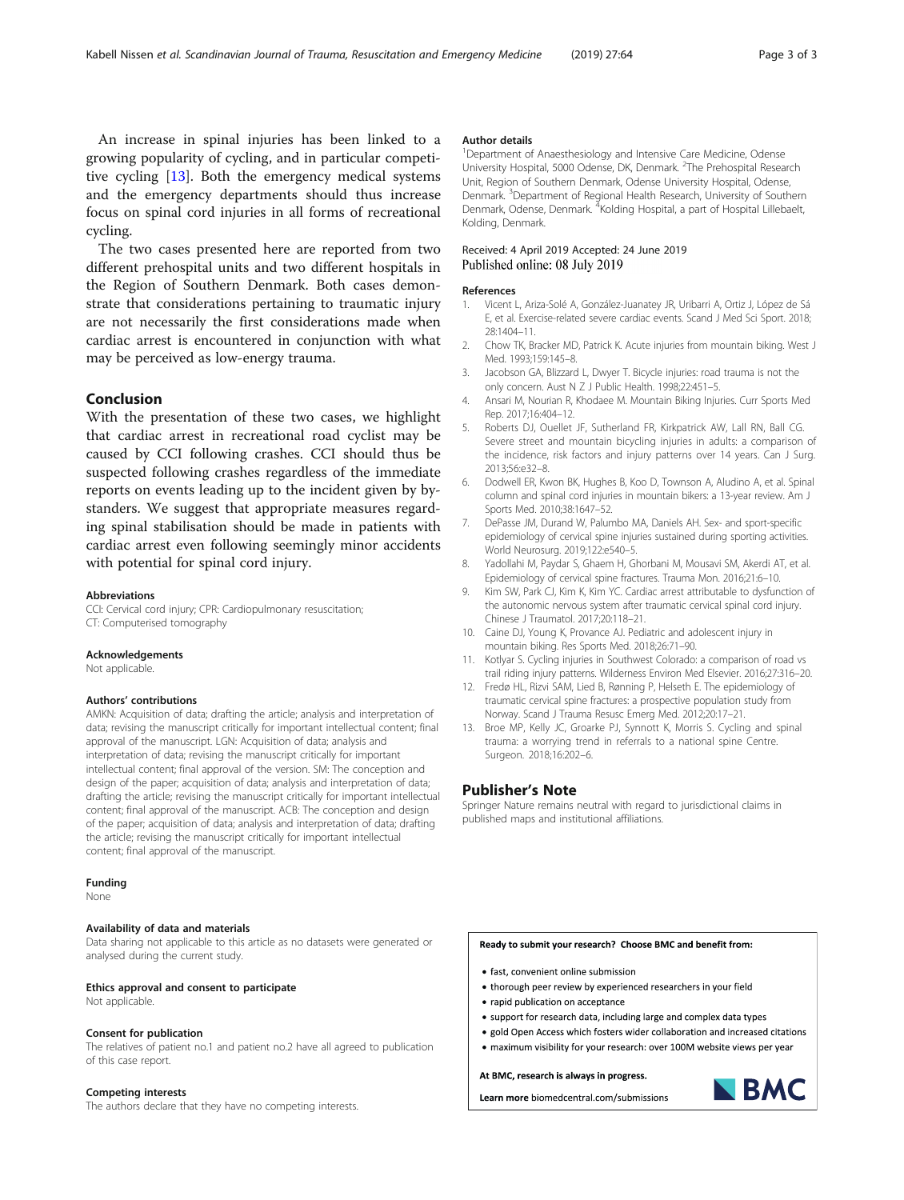An increase in spinal injuries has been linked to a growing popularity of cycling, and in particular competitive cycling [13]. Both the emergency medical systems and the emergency departments should thus increase focus on spinal cord injuries in all forms of recreational cycling.

The two cases presented here are reported from two different prehospital units and two different hospitals in the Region of Southern Denmark. Both cases demonstrate that considerations pertaining to traumatic injury are not necessarily the first considerations made when cardiac arrest is encountered in conjunction with what may be perceived as low-energy trauma.

## Conclusion

With the presentation of these two cases, we highlight that cardiac arrest in recreational road cyclist may be caused by CCI following crashes. CCI should thus be suspected following crashes regardless of the immediate reports on events leading up to the incident given by bystanders. We suggest that appropriate measures regarding spinal stabilisation should be made in patients with cardiac arrest even following seemingly minor accidents with potential for spinal cord injury.

#### Abbreviations

CCI: Cervical cord injury; CPR: Cardiopulmonary resuscitation; CT: Computerised tomography

#### Acknowledgements

Not applicable.

#### Authors' contributions

AMKN: Acquisition of data; drafting the article; analysis and interpretation of data; revising the manuscript critically for important intellectual content; final approval of the manuscript. LGN: Acquisition of data; analysis and interpretation of data; revising the manuscript critically for important intellectual content; final approval of the version. SM: The conception and design of the paper; acquisition of data; analysis and interpretation of data; drafting the article; revising the manuscript critically for important intellectual content; final approval of the manuscript. ACB: The conception and design of the paper; acquisition of data; analysis and interpretation of data; drafting the article; revising the manuscript critically for important intellectual content; final approval of the manuscript.

#### Funding

None

#### Availability of data and materials

Data sharing not applicable to this article as no datasets were generated or analysed during the current study.

#### Ethics approval and consent to participate

Not applicable.

#### Consent for publication

The relatives of patient no.1 and patient no.2 have all agreed to publication of this case report.

#### Competing interests

The authors declare that they have no competing interests.

#### Author details

[1]Department of Anaesthesiology and Intensive Care Medicine, Odense University Hospital, 5000 Odense, DK, Denmark. [2]The Prehospital Research Unit, Region of Southern Denmark, Odense University Hospital, Odense, Denmark. [3]Department of Regional Health Research, University of Southern Denmark, Odense, Denmark. [4]Kolding Hospital, a part of Hospital Lillebaelt, Kolding, Denmark.

Received: 4 April 2019 Accepted: 24 June 2019
Published online: 08 July 2019

#### References

1. Vicent L, Ariza-Solé A, González-Juanatey JR, Uribarri A, Ortiz J, López de Sá E, et al. Exercise-related severe cardiac events. Scand J Med Sci Sport. 2018; 28:1404–11.
2. Chow TK, Bracker MD, Patrick K. Acute injuries from mountain biking. West J Med. 1993;159:145–8.
3. Jacobson GA, Blizzard L, Dwyer T. Bicycle injuries: road trauma is not the only concern. Aust N Z J Public Health. 1998;22:451–5.
4. Ansari M, Nourian R, Khodaee M. Mountain Biking Injuries. Curr Sports Med Rep. 2017;16:404–12.
5. Roberts DJ, Ouellet JF, Sutherland FR, Kirkpatrick AW, Lall RN, Ball CG. Severe street and mountain bicycling injuries in adults: a comparison of the incidence, risk factors and injury patterns over 14 years. Can J Surg. 2013;56:e32–8.
6. Dodwell ER, Kwon BK, Hughes B, Koo D, Townson A, Aludino A, et al. Spinal column and spinal cord injuries in mountain bikers: a 13-year review. Am J Sports Med. 2010;38:1647–52.
7. DePasse JM, Durand W, Palumbo MA, Daniels AH. Sex- and sport-specific epidemiology of cervical spine injuries sustained during sporting activities. World Neurosurg. 2019;122:e540–5.
8. Yadollahi M, Paydar S, Ghaem H, Ghorbani M, Mousavi SM, Akerdi AT, et al. Epidemiology of cervical spine fractures. Trauma Mon. 2016;21:6–10.
9. Kim SW, Park CJ, Kim K, Kim YC. Cardiac arrest attributable to dysfunction of the autonomic nervous system after traumatic cervical spinal cord injury. Chinese J Traumatol. 2017;20:118–21.
10. Caine DJ, Young K, Provance AJ. Pediatric and adolescent injury in mountain biking. Res Sports Med. 2018;26:71–90.
11. Kotlyar S. Cycling injuries in Southwest Colorado: a comparison of road vs trail riding injury patterns. Wilderness Environ Med Elsevier. 2016;27:316–20.
12. Fredø HL, Rizvi SAM, Lied B, Rønning P, Helseth E. The epidemiology of traumatic cervical spine fractures: a prospective population study from Norway. Scand J Trauma Resusc Emerg Med. 2012;20:17–21.
13. Broe MP, Kelly JC, Groarke PJ, Synnott K, Morris S. Cycling and spinal trauma: a worrying trend in referrals to a national spine Centre. Surgeon. 2018;16:202–6.

## Publisher's Note

Springer Nature remains neutral with regard to jurisdictional claims in published maps and institutional affiliations.

Ready to submit your research? Choose BMC and benefit from:

- fast, convenient online submission
- thorough peer review by experienced researchers in your field
- rapid publication on acceptance
- support for research data, including large and complex data types
- gold Open Access which fosters wider collaboration and increased citations
- maximum visibility for your research: over 100M website views per year

At BMC, research is always in progress.

Learn more biomedcentral.com/submissions